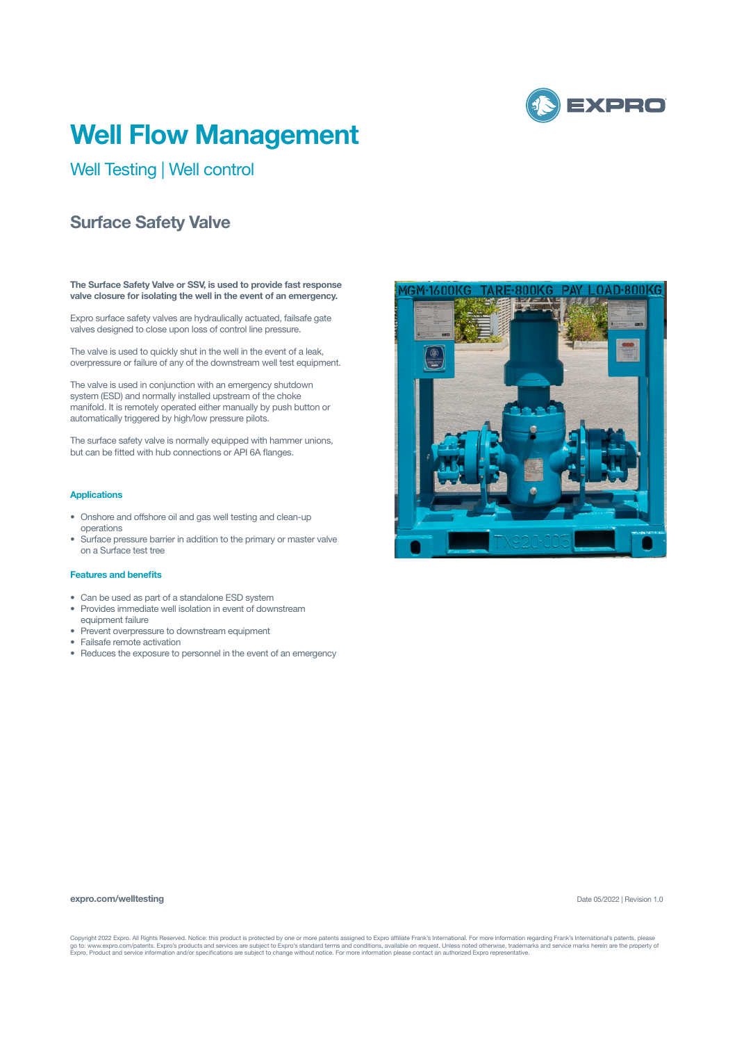# Well Flow Management

## Well Testing | Well control

## Surface Safety Valve

**The Surface Safety Valve or SSV, is used to provide fast response valve closure for isolating the well in the event of an emergency.**

Expro surface safety valves are hydraulically actuated, failsafe gate valves designed to close upon loss of control line pressure.

The valve is used to quickly shut in the well in the event of a leak, overpressure or failure of any of the downstream well test equipment.

The valve is used in conjunction with an emergency shutdown system (ESD) and normally installed upstream of the choke manifold. It is remotely operated either manually by push button or automatically triggered by high/low pressure pilots.

The surface safety valve is normally equipped with hammer unions, but can be fitted with hub connections or API 6A flanges.

### Applications

- Onshore and offshore oil and gas well testing and clean-up operations
- Surface pressure barrier in addition to the primary or master valve on a Surface test tree

### Features and benefits

- Can be used as part of a standalone ESD system
- Provides immediate well isolation in event of downstream equipment failure
- Prevent overpressure to downstream equipment
- Failsafe remote activation
- Reduces the exposure to personnel in the event of an emergency

**expro.com/welltesting**

Date 05/2022 | Revision 1.0

Copyright 2022 Expro. All Rights Reserved. Notice: this product is protected by one or more patents assigned to Expro affiliate Frank's International. For more information regarding Frank's International's patents, please go to: www.expro.com/patents. Expro's products and services are subject to Expro's standard terms and conditions, available on request. Unless noted otherwise, trademarks and service marks herein are the property of Expro. Product and service information and/or specifications are subject to change without notice. For more information please contact an authorized Expro representative.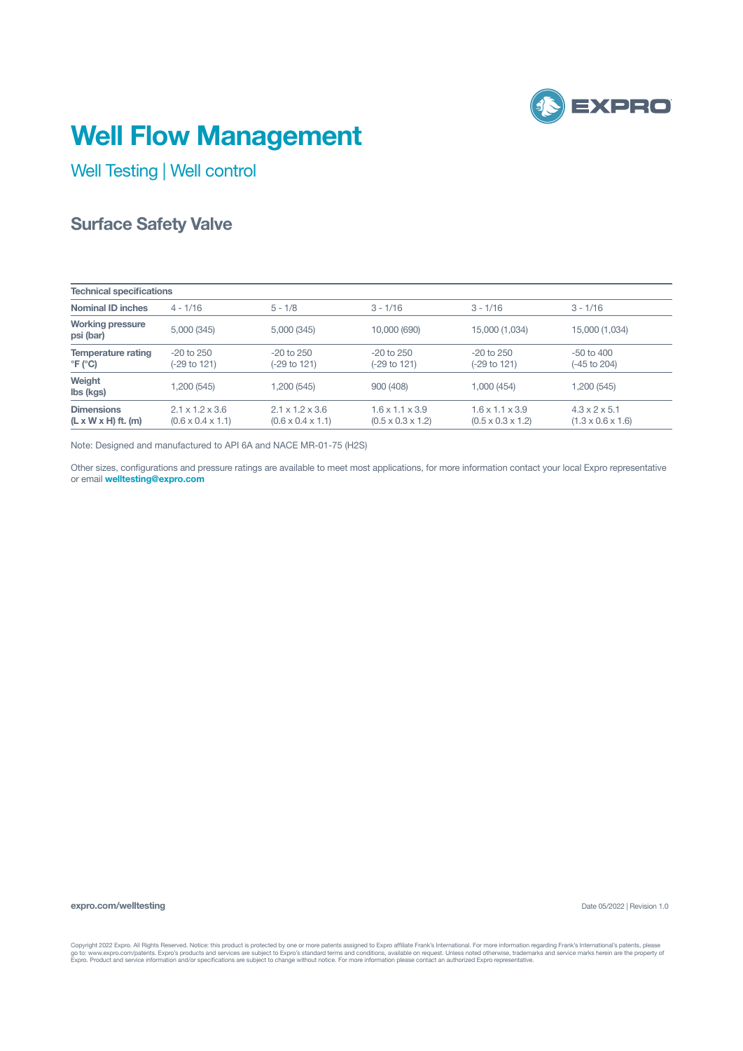# Well Flow Management

Well Testing | Well control

## Surface Safety Valve

| Technical specifications | | | | | |
|---|---|---|---|---|---|
| **Nominal ID inches** | 4 - 1/16 | 5 - 1/8 | 3 - 1/16 | 3 - 1/16 | 3 - 1/16 |
| **Working pressure psi (bar)** | 5,000 (345) | 5,000 (345) | 10,000 (690) | 15,000 (1,034) | 15,000 (1,034) |
| **Temperature rating °F (°C)** | -20 to 250 (-29 to 121) | -20 to 250 (-29 to 121) | -20 to 250 (-29 to 121) | -20 to 250 (-29 to 121) | -50 to 400 (-45 to 204) |
| **Weight lbs (kgs)** | 1,200 (545) | 1,200 (545) | 900 (408) | 1,000 (454) | 1,200 (545) |
| **Dimensions (L x W x H) ft. (m)** | 2.1 x 1.2 x 3.6 (0.6 x 0.4 x 1.1) | 2.1 x 1.2 x 3.6 (0.6 x 0.4 x 1.1) | 1.6 x 1.1 x 3.9 (0.5 x 0.3 x 1.2) | 1.6 x 1.1 x 3.9 (0.5 x 0.3 x 1.2) | 4.3 x 2 x 5.1 (1.3 x 0.6 x 1.6) |

Note: Designed and manufactured to API 6A and NACE MR-01-75 ($H_2S$)

Other sizes, configurations and pressure ratings are available to meet most applications, for more information contact your local Expro representative or email **welltesting@expro.com**

**expro.com/welltesting**

Date 05/2022 | Revision 1.0

Copyright 2022 Expro. All Rights Reserved. Notice: this product is protected by one or more patents assigned to Expro affiliate Frank's International. For more information regarding Frank's International's patents, please go to: www.expro.com/patents. Expro's products and services are subject to Expro's standard terms and conditions, available on request. Unless noted otherwise, trademarks and service marks herein are the property of Expro. Product and service information and/or specifications are subject to change without notice. For more information please contact an authorized Expro representative.